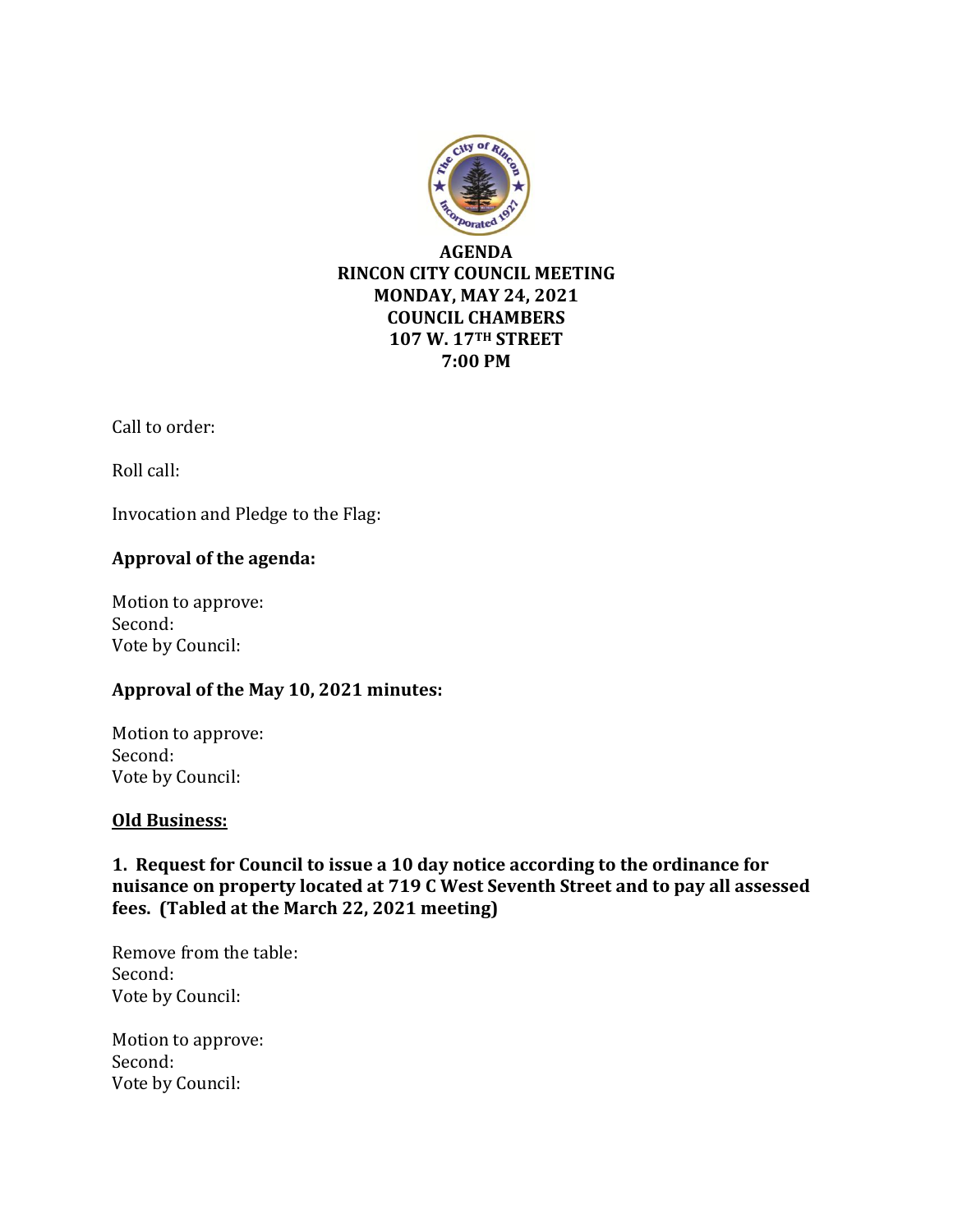**AGENDA**
**RINCON CITY COUNCIL MEETING**
**MONDAY, MAY 24, 2021**
**COUNCIL CHAMBERS**
**107 W. 17TH STREET**
**7:00 PM**

Call to order:

Roll call:

Invocation and Pledge to the Flag:

**Approval of the agenda:**

Motion to approve:
Second:
Vote by Council:

**Approval of the May 10, 2021 minutes:**

Motion to approve:
Second:
Vote by Council:

**<u>Old Business:</u>**

**1. Request for Council to issue a 10 day notice according to the ordinance for nuisance on property located at 719 C West Seventh Street and to pay all assessed fees. (Tabled at the March 22, 2021 meeting)**

Remove from the table:
Second:
Vote by Council:

Motion to approve:
Second:
Vote by Council: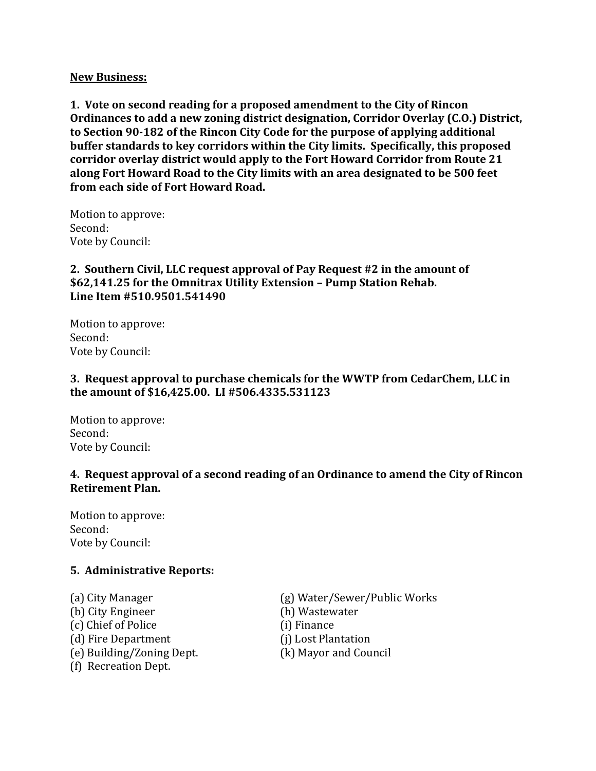**New Business:**

**1. Vote on second reading for a proposed amendment to the City of Rincon Ordinances to add a new zoning district designation, Corridor Overlay (C.O.) District, to Section 90-182 of the Rincon City Code for the purpose of applying additional buffer standards to key corridors within the City limits. Specifically, this proposed corridor overlay district would apply to the Fort Howard Corridor from Route 21 along Fort Howard Road to the City limits with an area designated to be 500 feet from each side of Fort Howard Road.**

Motion to approve:
Second:
Vote by Council:

**2. Southern Civil, LLC request approval of Pay Request #2 in the amount of $62,141.25 for the Omnitrax Utility Extension – Pump Station Rehab. Line Item #510.9501.541490**

Motion to approve:
Second:
Vote by Council:

**3. Request approval to purchase chemicals for the WWTP from CedarChem, LLC in the amount of $16,425.00. LI #506.4335.531123**

Motion to approve:
Second:
Vote by Council:

**4. Request approval of a second reading of an Ordinance to amend the City of Rincon Retirement Plan.**

Motion to approve:
Second:
Vote by Council:

**5. Administrative Reports:**

(a) City Manager
(b) City Engineer
(c) Chief of Police
(d) Fire Department
(e) Building/Zoning Dept.
(f) Recreation Dept.
(g) Water/Sewer/Public Works
(h) Wastewater
(i) Finance
(j) Lost Plantation
(k) Mayor and Council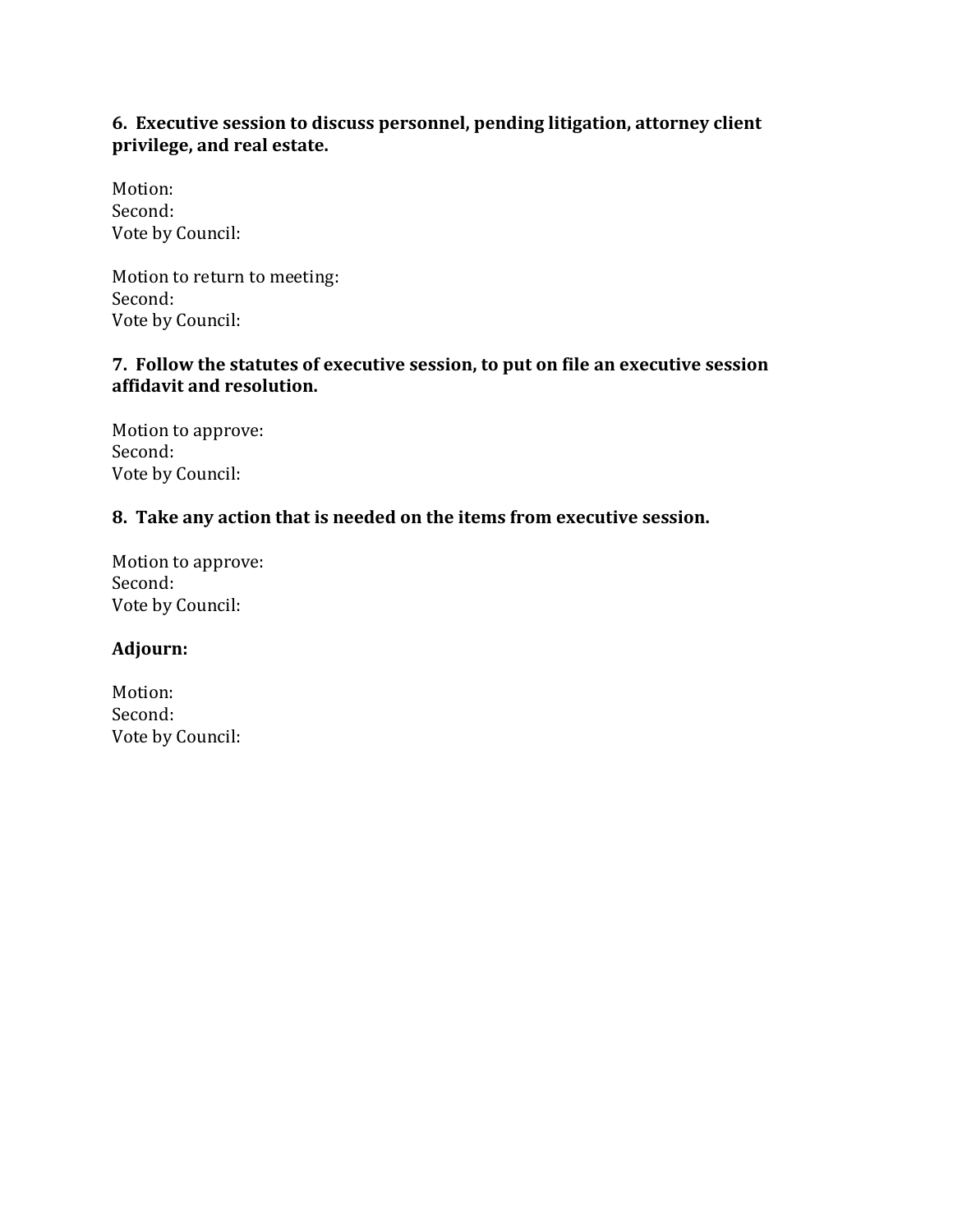**6. Executive session to discuss personnel, pending litigation, attorney client privilege, and real estate.**

Motion:
Second:
Vote by Council:

Motion to return to meeting:
Second:
Vote by Council:

**7. Follow the statutes of executive session, to put on file an executive session affidavit and resolution.**

Motion to approve:
Second:
Vote by Council:

**8. Take any action that is needed on the items from executive session.**

Motion to approve:
Second:
Vote by Council:

**Adjourn:**

Motion:
Second:
Vote by Council: